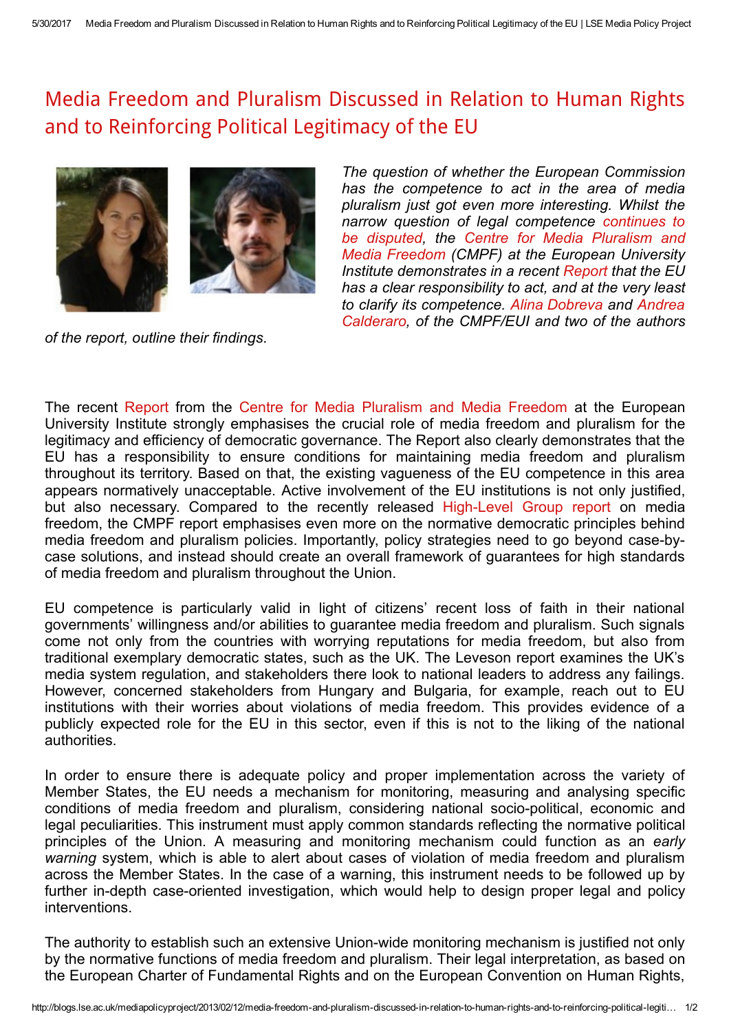# Media Freedom and Pluralism Discussed in Relation to Human Rights and to Reinforcing Political Legitimacy of the EU

*The question of whether the European Commission has the competence to act in the area of media pluralism just got even more interesting. Whilst the narrow question of legal competence continues to be disputed, the Centre for Media Pluralism and Media Freedom (CMPF) at the European University Institute demonstrates in a recent Report that the EU has a clear responsibility to act, and at the very least to clarify its competence. Alina Dobreva and Andrea Calderaro, of the CMPF/EUI and two of the authors of the report, outline their findings.*

The recent Report from the Centre for Media Pluralism and Media Freedom at the European University Institute strongly emphasises the crucial role of media freedom and pluralism for the legitimacy and efficiency of democratic governance. The Report also clearly demonstrates that the EU has a responsibility to ensure conditions for maintaining media freedom and pluralism throughout its territory. Based on that, the existing vagueness of the EU competence in this area appears normatively unacceptable. Active involvement of the EU institutions is not only justified, but also necessary. Compared to the recently released High-Level Group report on media freedom, the CMPF report emphasises even more on the normative democratic principles behind media freedom and pluralism policies. Importantly, policy strategies need to go beyond case-by-case solutions, and instead should create an overall framework of guarantees for high standards of media freedom and pluralism throughout the Union.

EU competence is particularly valid in light of citizens' recent loss of faith in their national governments' willingness and/or abilities to guarantee media freedom and pluralism. Such signals come not only from the countries with worrying reputations for media freedom, but also from traditional exemplary democratic states, such as the UK. The Leveson report examines the UK's media system regulation, and stakeholders there look to national leaders to address any failings. However, concerned stakeholders from Hungary and Bulgaria, for example, reach out to EU institutions with their worries about violations of media freedom. This provides evidence of a publicly expected role for the EU in this sector, even if this is not to the liking of the national authorities.

In order to ensure there is adequate policy and proper implementation across the variety of Member States, the EU needs a mechanism for monitoring, measuring and analysing specific conditions of media freedom and pluralism, considering national socio-political, economic and legal peculiarities. This instrument must apply common standards reflecting the normative political principles of the Union. A measuring and monitoring mechanism could function as an *early warning* system, which is able to alert about cases of violation of media freedom and pluralism across the Member States. In the case of a warning, this instrument needs to be followed up by further in-depth case-oriented investigation, which would help to design proper legal and policy interventions.

The authority to establish such an extensive Union-wide monitoring mechanism is justified not only by the normative functions of media freedom and pluralism. Their legal interpretation, as based on the European Charter of Fundamental Rights and on the European Convention on Human Rights,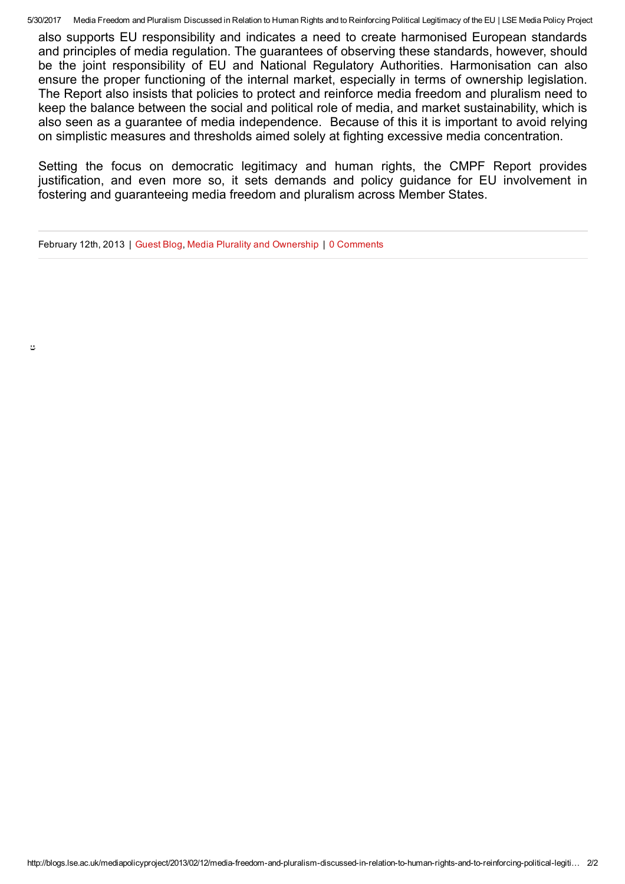also supports EU responsibility and indicates a need to create harmonised European standards and principles of media regulation. The guarantees of observing these standards, however, should be the joint responsibility of EU and National Regulatory Authorities. Harmonisation can also ensure the proper functioning of the internal market, especially in terms of ownership legislation. The Report also insists that policies to protect and reinforce media freedom and pluralism need to keep the balance between the social and political role of media, and market sustainability, which is also seen as a guarantee of media independence.  Because of this it is important to avoid relying on simplistic measures and thresholds aimed solely at fighting excessive media concentration.

Setting the focus on democratic legitimacy and human rights, the CMPF Report provides justification, and even more so, it sets demands and policy guidance for EU involvement in fostering and guaranteeing media freedom and pluralism across Member States.

---

February 12th, 2013 | Guest Blog, Media Plurality and Ownership | 0 Comments